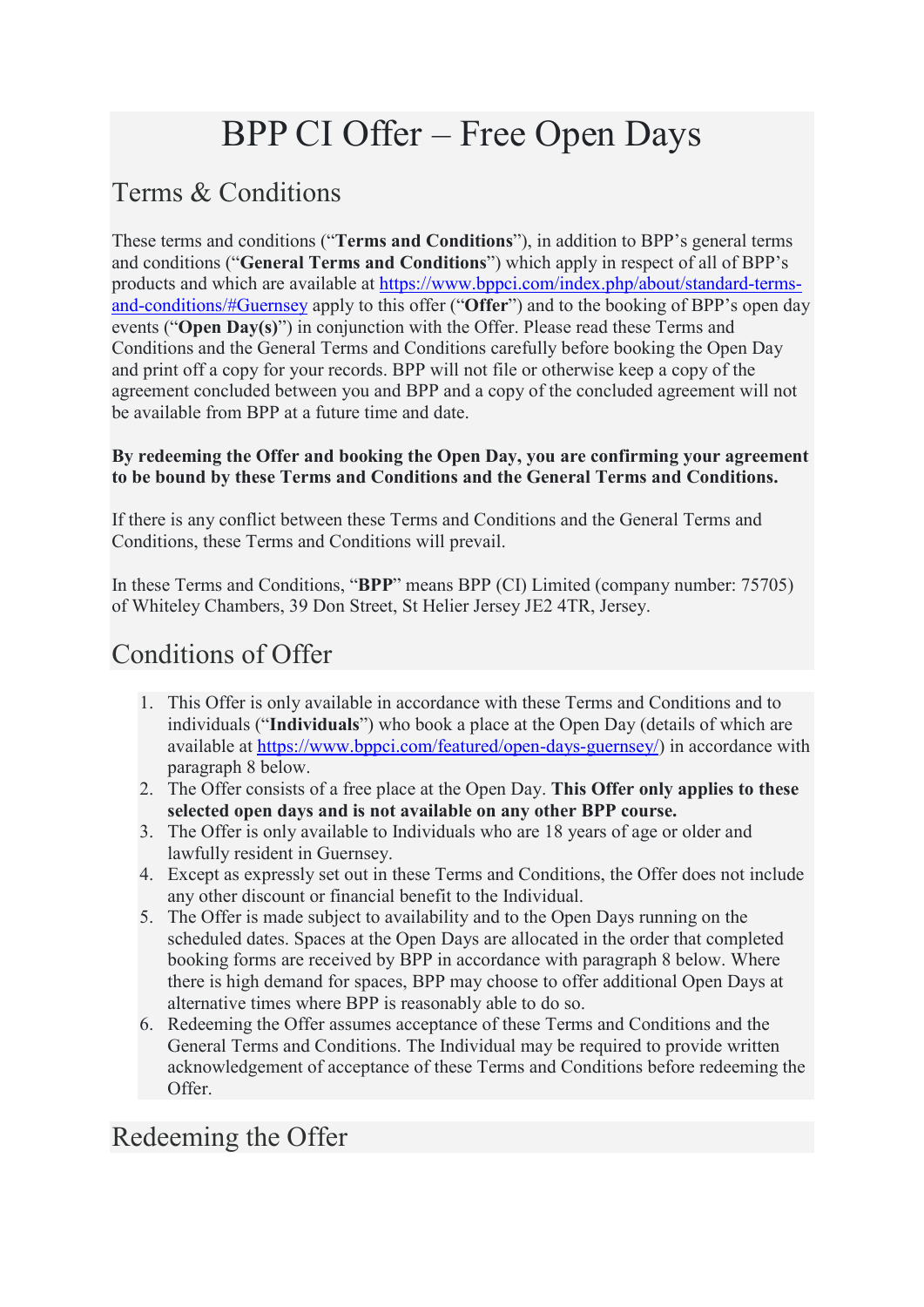# BPP CI Offer – Free Open Days

## Terms & Conditions

These terms and conditions ("**Terms and Conditions**"), in addition to BPP's general terms and conditions ("**General Terms and Conditions**") which apply in respect of all of BPP's products and which are available at https://www.bppci.com/index.php/about/standard-terms-and-conditions/#Guernsey apply to this offer ("**Offer**") and to the booking of BPP's open day events ("**Open Day(s)**") in conjunction with the Offer. Please read these Terms and Conditions and the General Terms and Conditions carefully before booking the Open Day and print off a copy for your records. BPP will not file or otherwise keep a copy of the agreement concluded between you and BPP and a copy of the concluded agreement will not be available from BPP at a future time and date.

**By redeeming the Offer and booking the Open Day, you are confirming your agreement to be bound by these Terms and Conditions and the General Terms and Conditions.**

If there is any conflict between these Terms and Conditions and the General Terms and Conditions, these Terms and Conditions will prevail.

In these Terms and Conditions, "**BPP**" means BPP (CI) Limited (company number: 75705) of Whiteley Chambers, 39 Don Street, St Helier Jersey JE2 4TR, Jersey.

## Conditions of Offer

1. This Offer is only available in accordance with these Terms and Conditions and to individuals ("**Individuals**") who book a place at the Open Day (details of which are available at https://www.bppci.com/featured/open-days-guernsey/) in accordance with paragraph 8 below.
2. The Offer consists of a free place at the Open Day. **This Offer only applies to these selected open days and is not available on any other BPP course.**
3. The Offer is only available to Individuals who are 18 years of age or older and lawfully resident in Guernsey.
4. Except as expressly set out in these Terms and Conditions, the Offer does not include any other discount or financial benefit to the Individual.
5. The Offer is made subject to availability and to the Open Days running on the scheduled dates. Spaces at the Open Days are allocated in the order that completed booking forms are received by BPP in accordance with paragraph 8 below. Where there is high demand for spaces, BPP may choose to offer additional Open Days at alternative times where BPP is reasonably able to do so.
6. Redeeming the Offer assumes acceptance of these Terms and Conditions and the General Terms and Conditions. The Individual may be required to provide written acknowledgement of acceptance of these Terms and Conditions before redeeming the Offer.

## Redeeming the Offer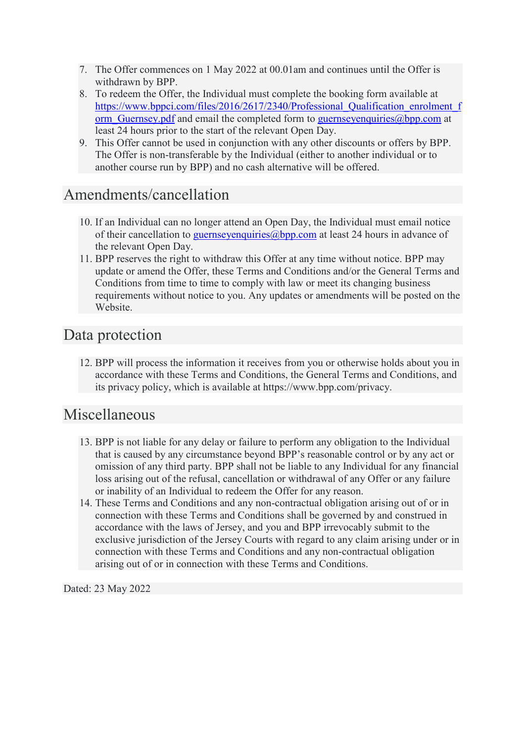7. The Offer commences on 1 May 2022 at 00.01am and continues until the Offer is withdrawn by BPP.
8. To redeem the Offer, the Individual must complete the booking form available at https://www.bppci.com/files/2016/2617/2340/Professional_Qualification_enrolment_form_Guernsey.pdf and email the completed form to guernseyenquiries@bpp.com at least 24 hours prior to the start of the relevant Open Day.
9. This Offer cannot be used in conjunction with any other discounts or offers by BPP. The Offer is non-transferable by the Individual (either to another individual or to another course run by BPP) and no cash alternative will be offered.

## Amendments/cancellation

10. If an Individual can no longer attend an Open Day, the Individual must email notice of their cancellation to guernseyenquiries@bpp.com at least 24 hours in advance of the relevant Open Day.
11. BPP reserves the right to withdraw this Offer at any time without notice. BPP may update or amend the Offer, these Terms and Conditions and/or the General Terms and Conditions from time to time to comply with law or meet its changing business requirements without notice to you. Any updates or amendments will be posted on the Website.

## Data protection

12. BPP will process the information it receives from you or otherwise holds about you in accordance with these Terms and Conditions, the General Terms and Conditions, and its privacy policy, which is available at https://www.bpp.com/privacy.

## Miscellaneous

13. BPP is not liable for any delay or failure to perform any obligation to the Individual that is caused by any circumstance beyond BPP's reasonable control or by any act or omission of any third party. BPP shall not be liable to any Individual for any financial loss arising out of the refusal, cancellation or withdrawal of any Offer or any failure or inability of an Individual to redeem the Offer for any reason.
14. These Terms and Conditions and any non-contractual obligation arising out of or in connection with these Terms and Conditions shall be governed by and construed in accordance with the laws of Jersey, and you and BPP irrevocably submit to the exclusive jurisdiction of the Jersey Courts with regard to any claim arising under or in connection with these Terms and Conditions and any non-contractual obligation arising out of or in connection with these Terms and Conditions.

Dated: 23 May 2022